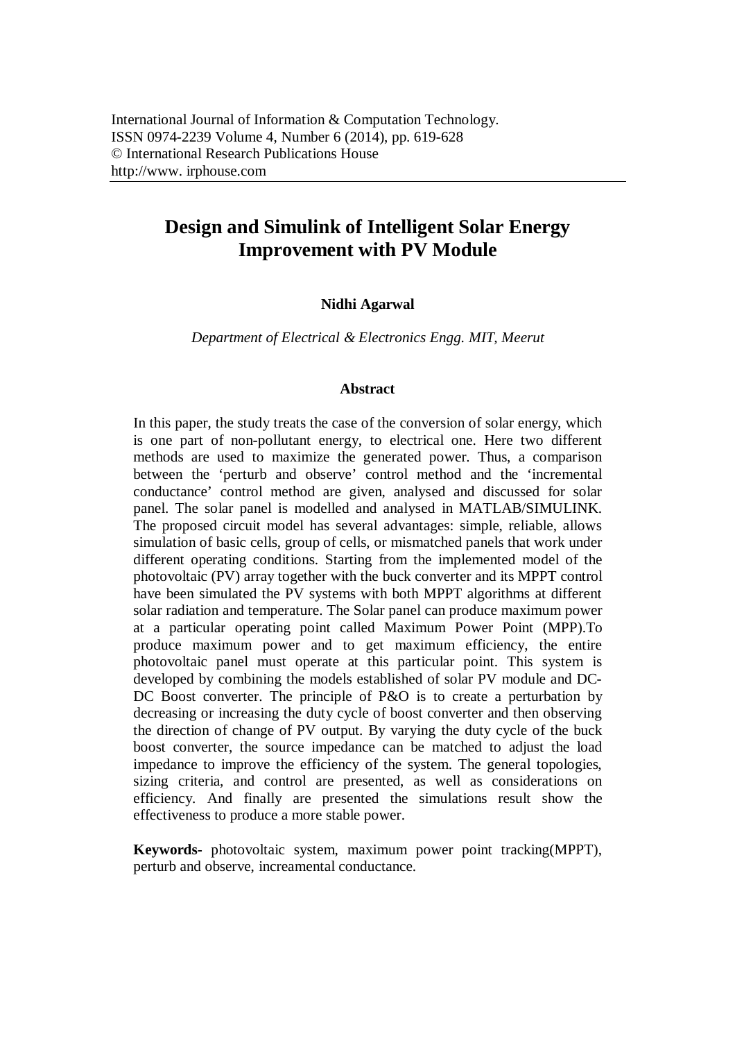International Journal of Information & Computation Technology.
ISSN 0974-2239 Volume 4, Number 6 (2014), pp. 619-628
© International Research Publications House
http://www. irphouse.com

# Design and Simulink of Intelligent Solar Energy Improvement with PV Module

**Nidhi Agarwal**

*Department of Electrical & Electronics Engg. MIT, Meerut*

## Abstract

In this paper, the study treats the case of the conversion of solar energy, which is one part of non-pollutant energy, to electrical one. Here two different methods are used to maximize the generated power. Thus, a comparison between the 'perturb and observe' control method and the 'incremental conductance' control method are given, analysed and discussed for solar panel. The solar panel is modelled and analysed in MATLAB/SIMULINK. The proposed circuit model has several advantages: simple, reliable, allows simulation of basic cells, group of cells, or mismatched panels that work under different operating conditions. Starting from the implemented model of the photovoltaic (PV) array together with the buck converter and its MPPT control have been simulated the PV systems with both MPPT algorithms at different solar radiation and temperature. The Solar panel can produce maximum power at a particular operating point called Maximum Power Point (MPP).To produce maximum power and to get maximum efficiency, the entire photovoltaic panel must operate at this particular point. This system is developed by combining the models established of solar PV module and DC-DC Boost converter. The principle of P&O is to create a perturbation by decreasing or increasing the duty cycle of boost converter and then observing the direction of change of PV output. By varying the duty cycle of the buck boost converter, the source impedance can be matched to adjust the load impedance to improve the efficiency of the system. The general topologies, sizing criteria, and control are presented, as well as considerations on efficiency. And finally are presented the simulations result show the effectiveness to produce a more stable power.

**Keywords-** photovoltaic system, maximum power point tracking(MPPT), perturb and observe, increamental conductance.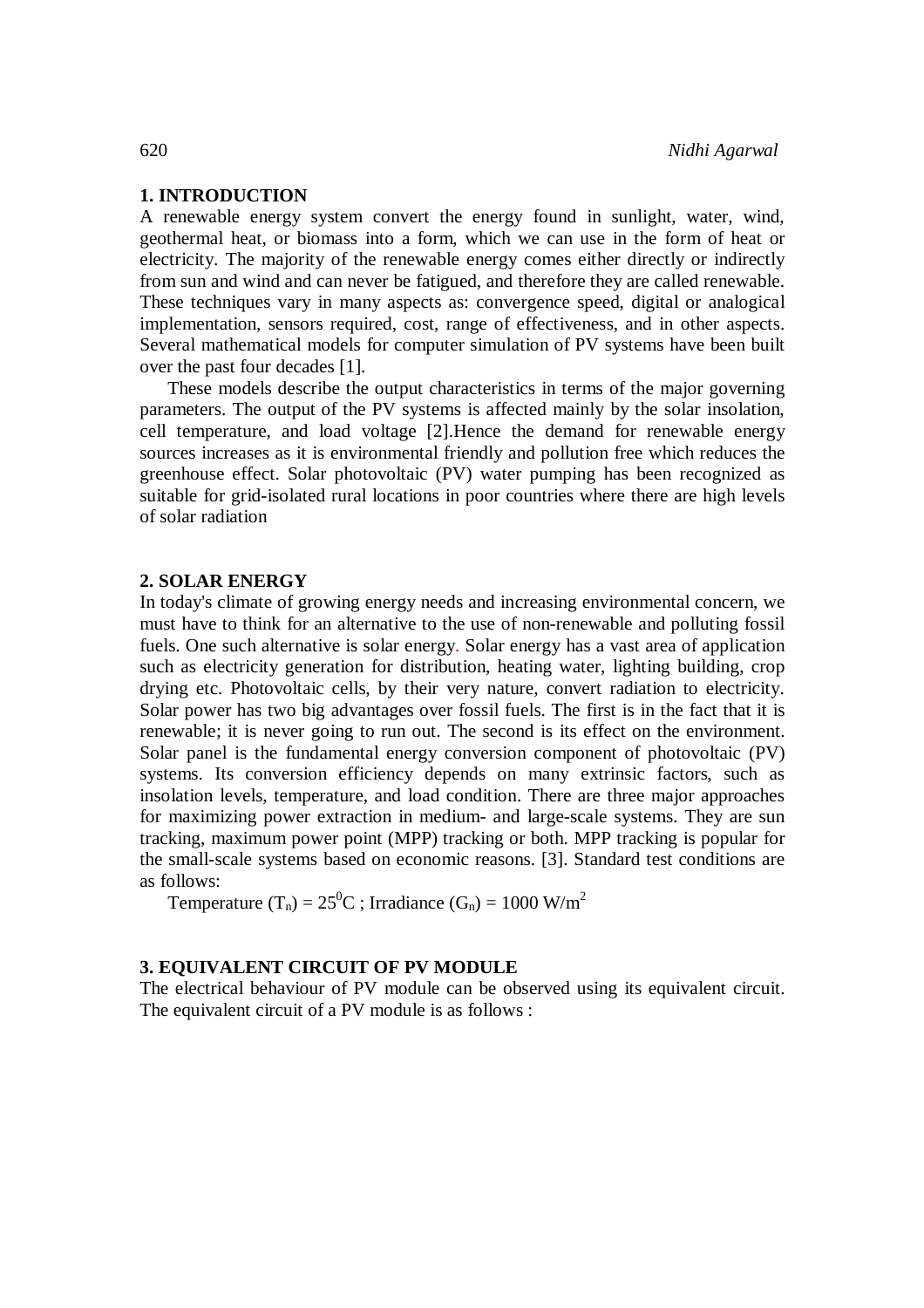## 1. INTRODUCTION

A renewable energy system convert the energy found in sunlight, water, wind, geothermal heat, or biomass into a form, which we can use in the form of heat or electricity. The majority of the renewable energy comes either directly or indirectly from sun and wind and can never be fatigued, and therefore they are called renewable. These techniques vary in many aspects as: convergence speed, digital or analogical implementation, sensors required, cost, range of effectiveness, and in other aspects. Several mathematical models for computer simulation of PV systems have been built over the past four decades [1].

These models describe the output characteristics in terms of the major governing parameters. The output of the PV systems is affected mainly by the solar insolation, cell temperature, and load voltage [2].Hence the demand for renewable energy sources increases as it is environmental friendly and pollution free which reduces the greenhouse effect. Solar photovoltaic (PV) water pumping has been recognized as suitable for grid-isolated rural locations in poor countries where there are high levels of solar radiation

## 2. SOLAR ENERGY

In today's climate of growing energy needs and increasing environmental concern, we must have to think for an alternative to the use of non-renewable and polluting fossil fuels. One such alternative is solar energy. Solar energy has a vast area of application such as electricity generation for distribution, heating water, lighting building, crop drying etc. Photovoltaic cells, by their very nature, convert radiation to electricity. Solar power has two big advantages over fossil fuels. The first is in the fact that it is renewable; it is never going to run out. The second is its effect on the environment. Solar panel is the fundamental energy conversion component of photovoltaic (PV) systems. Its conversion efficiency depends on many extrinsic factors, such as insolation levels, temperature, and load condition. There are three major approaches for maximizing power extraction in medium- and large-scale systems. They are sun tracking, maximum power point (MPP) tracking or both. MPP tracking is popular for the small-scale systems based on economic reasons. [3]. Standard test conditions are as follows:

Temperature ($T_n$) = $25^0$C ; Irradiance ($G_n$) = 1000 W/$m^2$

## 3. EQUIVALENT CIRCUIT OF PV MODULE

The electrical behaviour of PV module can be observed using its equivalent circuit. The equivalent circuit of a PV module is as follows :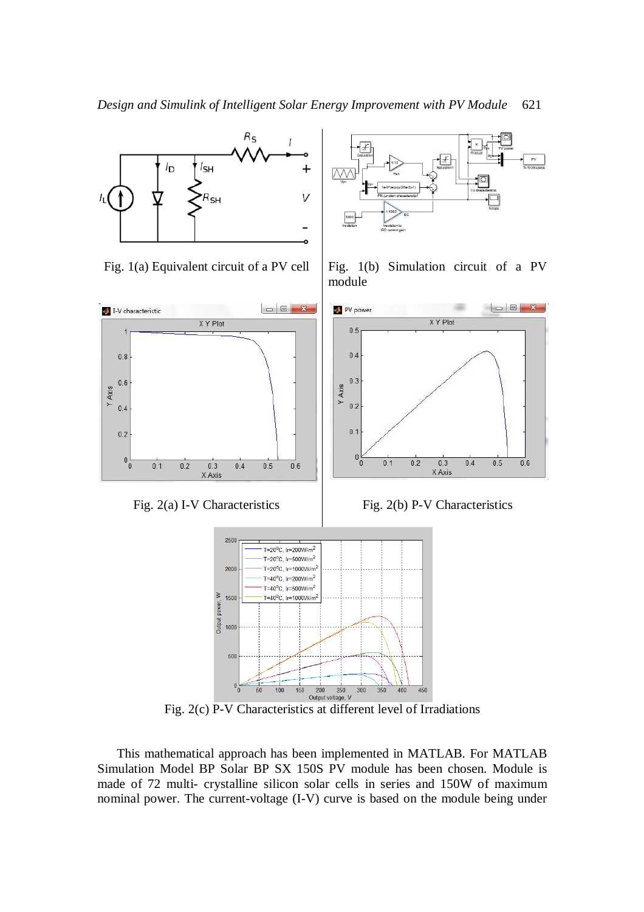Fig. 1(a) Equivalent circuit of a PV cell

Fig. 1(b) Simulation circuit of a PV module

Fig. 2(a) I-V Characteristics

Fig. 2(b) P-V Characteristics

Fig. 2(c) P-V Characteristics at different level of Irradiations

This mathematical approach has been implemented in MATLAB. For MATLAB Simulation Model BP Solar BP SX 150S PV module has been chosen. Module is made of 72 multi- crystalline silicon solar cells in series and 150W of maximum nominal power. The current-voltage (I-V) curve is based on the module being under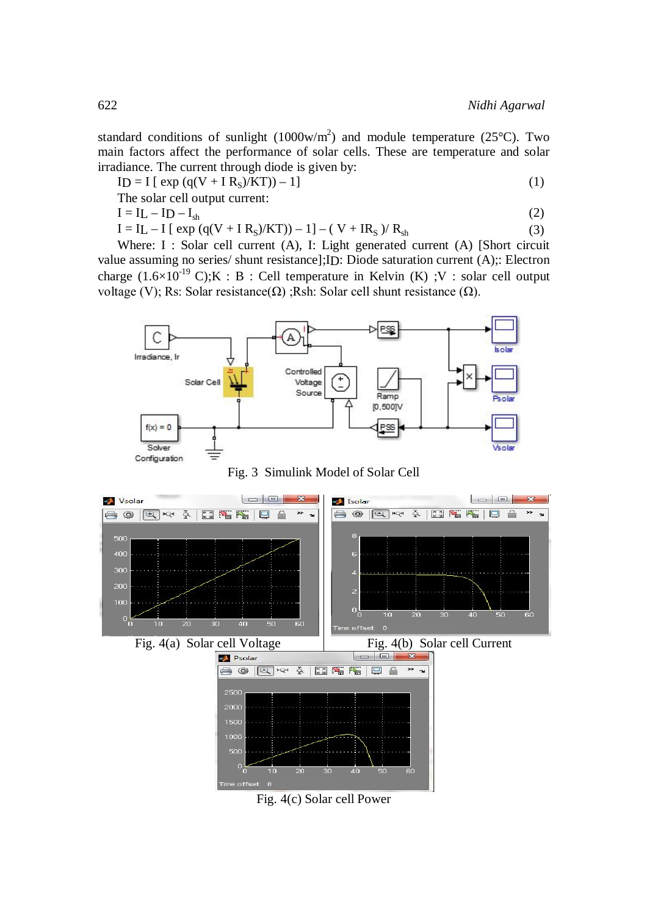standard conditions of sunlight ($1000 w/m^2$) and module temperature (25°C). Two main factors affect the performance of solar cells. These are temperature and solar irradiance. The current through diode is given by:

$$I_D = I \left[ \exp\left(q(V + I R_S)/KT\right) - 1 \right] \tag{1}$$

The solar cell output current:

$$I = I_L - I_D - I_{sh} \tag{2}$$

$$I = I_L - I \left[ \exp\left(q(V + I R_S)/KT\right) - 1 \right] - (V + IR_S)/R_{sh} \tag{3}$$

Where: I : Solar cell current (A), I: Light generated current (A) [Short circuit value assuming no series/ shunt resistance];$I_D$: Diode saturation current (A);: Electron charge ($1.6\times10^{-19}$ C);K : B : Cell temperature in Kelvin (K) ;V : solar cell output voltage (V); Rs: Solar resistance(Ω) ;Rsh: Solar cell shunt resistance (Ω).

Fig. 3 Simulink Model of Solar Cell

Fig. 4(a) Solar cell Voltage

Fig. 4(b) Solar cell Current

Fig. 4(c) Solar cell Power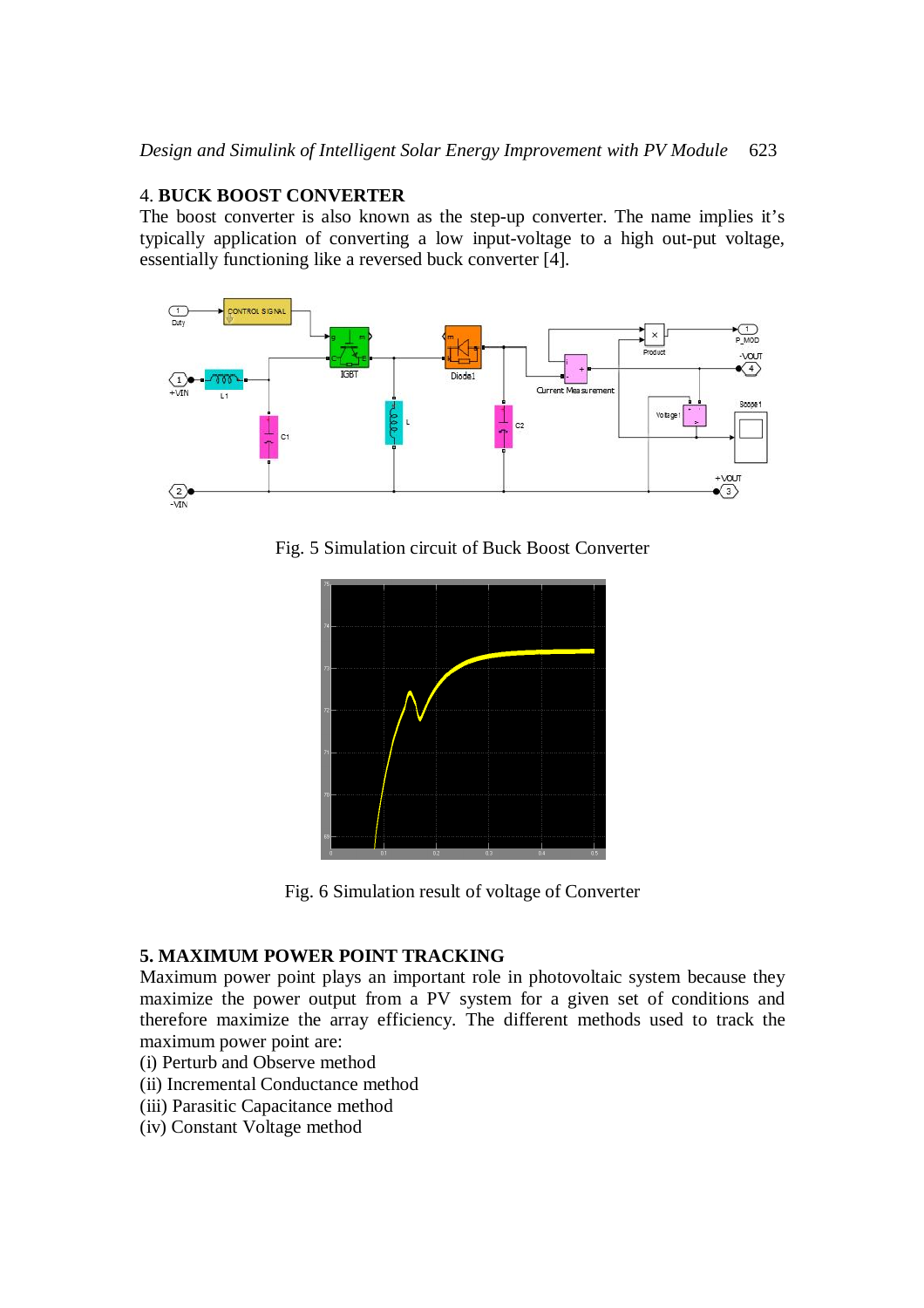## 4. BUCK BOOST CONVERTER

The boost converter is also known as the step-up converter. The name implies it's typically application of converting a low input-voltage to a high out-put voltage, essentially functioning like a reversed buck converter [4].

Fig. 5 Simulation circuit of Buck Boost Converter

Fig. 6 Simulation result of voltage of Converter

## 5. MAXIMUM POWER POINT TRACKING

Maximum power point plays an important role in photovoltaic system because they maximize the power output from a PV system for a given set of conditions and therefore maximize the array efficiency. The different methods used to track the maximum power point are:

(i) Perturb and Observe method  
(ii) Incremental Conductance method  
(iii) Parasitic Capacitance method  
(iv) Constant Voltage method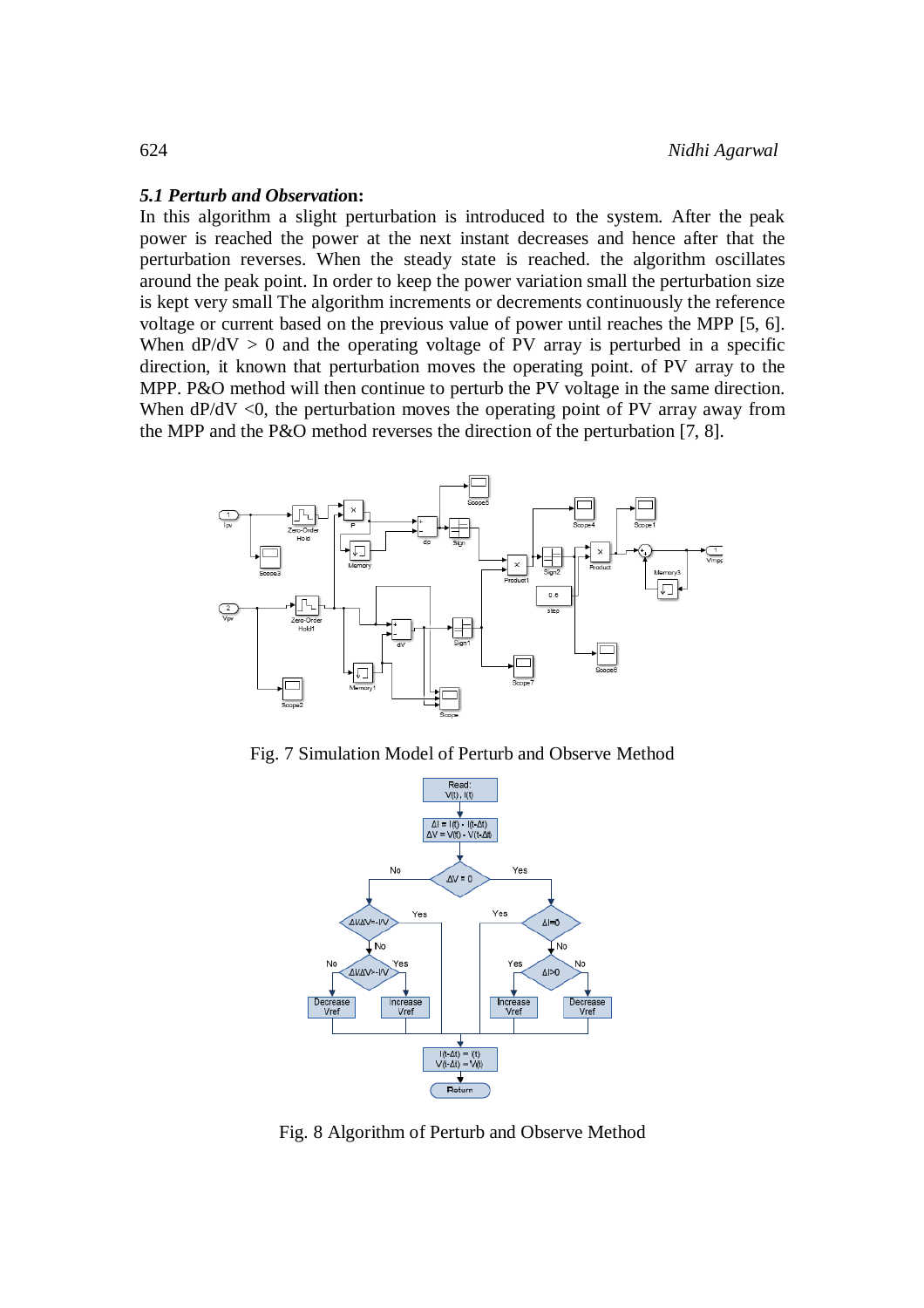### *5.1 Perturb and Observation*:

In this algorithm a slight perturbation is introduced to the system. After the peak power is reached the power at the next instant decreases and hence after that the perturbation reverses. When the steady state is reached. the algorithm oscillates around the peak point. In order to keep the power variation small the perturbation size is kept very small The algorithm increments or decrements continuously the reference voltage or current based on the previous value of power until reaches the MPP [5, 6]. When $dP/dV > 0$ and the operating voltage of PV array is perturbed in a specific direction, it known that perturbation moves the operating point. of PV array to the MPP. P&O method will then continue to perturb the PV voltage in the same direction. When $dP/dV < 0$, the perturbation moves the operating point of PV array away from the MPP and the P&O method reverses the direction of the perturbation [7, 8].

Fig. 7 Simulation Model of Perturb and Observe Method

Fig. 8 Algorithm of Perturb and Observe Method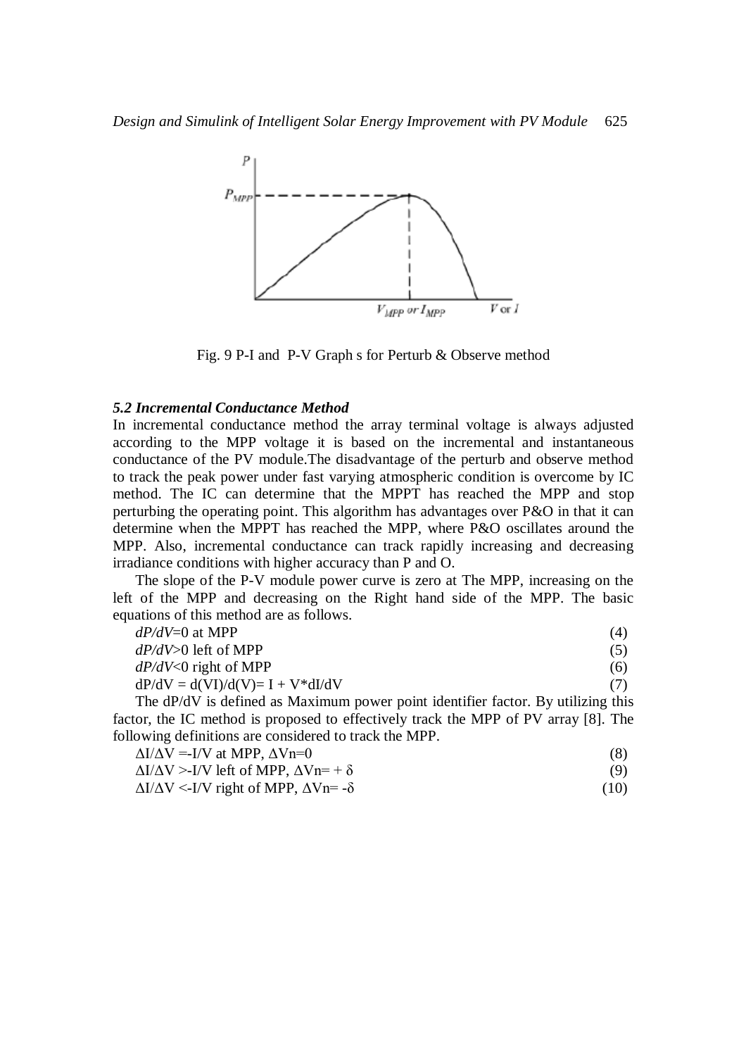Fig. 9 P-I and P-V Graph s for Perturb & Observe method

### *5.2 Incremental Conductance Method*

In incremental conductance method the array terminal voltage is always adjusted according to the MPP voltage it is based on the incremental and instantaneous conductance of the PV module.The disadvantage of the perturb and observe method to track the peak power under fast varying atmospheric condition is overcome by IC method. The IC can determine that the MPPT has reached the MPP and stop perturbing the operating point. This algorithm has advantages over P&O in that it can determine when the MPPT has reached the MPP, where P&O oscillates around the MPP. Also, incremental conductance can track rapidly increasing and decreasing irradiance conditions with higher accuracy than P and O.

The slope of the P-V module power curve is zero at The MPP, increasing on the left of the MPP and decreasing on the Right hand side of the MPP. The basic equations of this method are as follows.

$$dP/dV=0 \text{ at MPP} \tag{4}$$

$$dP/dV>0 \text{ left of MPP} \tag{5}$$

$$dP/dV<0 \text{ right of MPP} \tag{6}$$

$$dP/dV = d(VI)/d(V)= I + V*dI/dV \tag{7}$$

The dP/dV is defined as Maximum power point identifier factor. By utilizing this factor, the IC method is proposed to effectively track the MPP of PV array [8]. The following definitions are considered to track the MPP.

$$\Delta I/\Delta V =-I/V \text{ at MPP, } \Delta Vn=0 \tag{8}$$

$$\Delta I/\Delta V >-I/V \text{ left of MPP, } \Delta Vn= + \delta \tag{9}$$

$$\Delta I/\Delta V <-I/V \text{ right of MPP, } \Delta Vn= -\delta \tag{10}$$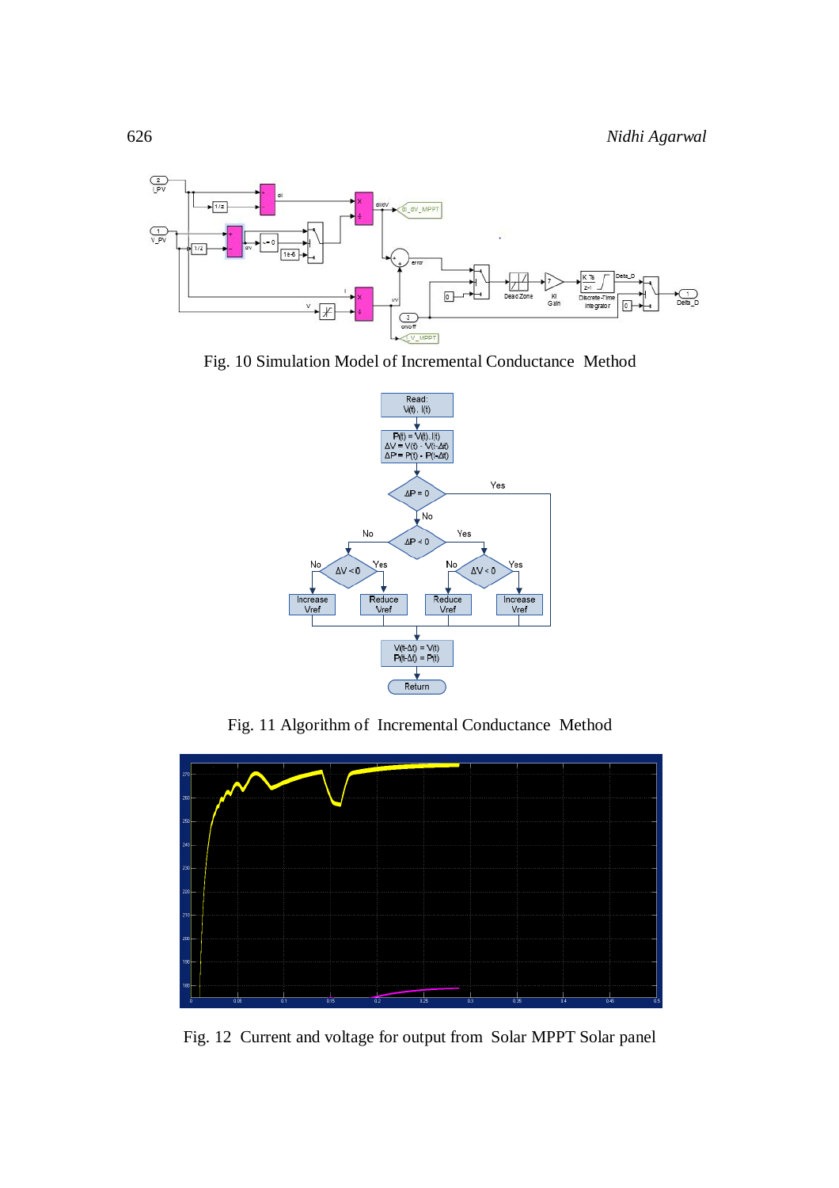Fig. 10 Simulation Model of Incremental Conductance Method

Fig. 11 Algorithm of Incremental Conductance Method

Fig. 12 Current and voltage for output from Solar MPPT Solar panel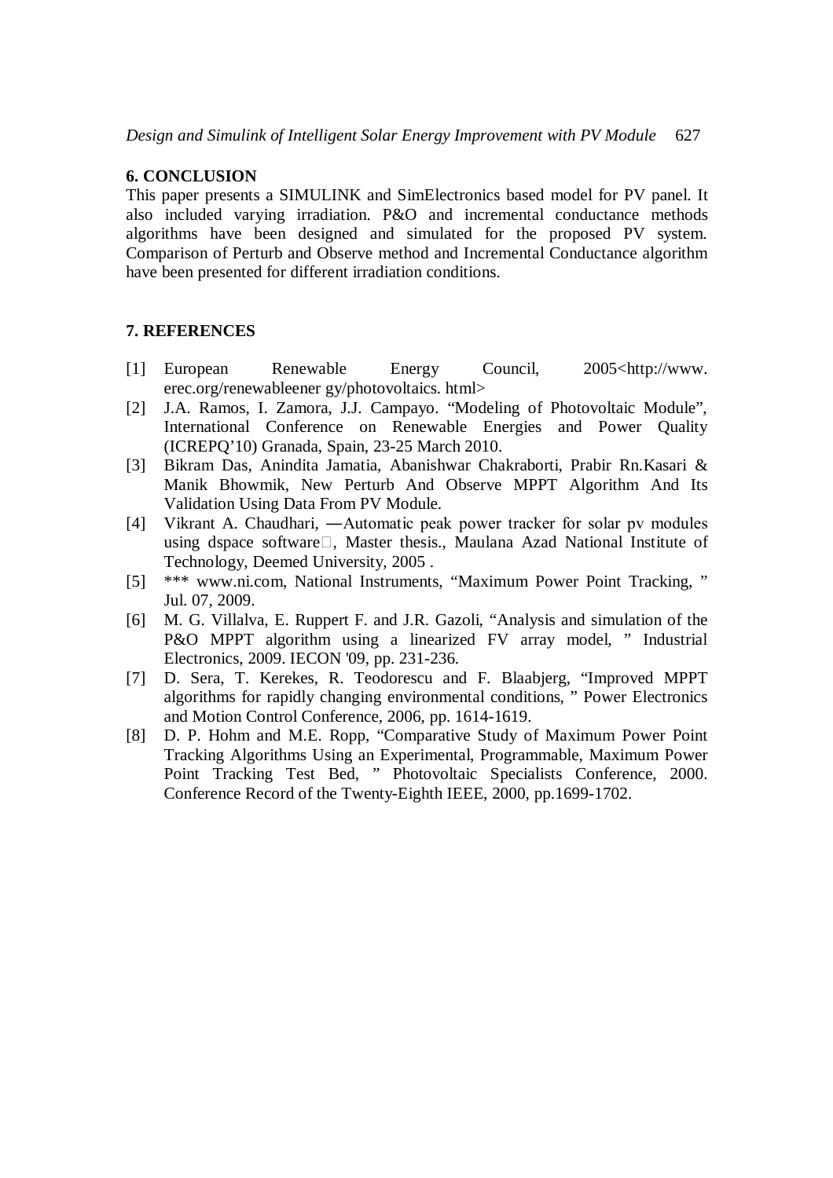## 6. CONCLUSION

This paper presents a SIMULINK and SimElectronics based model for PV panel. It also included varying irradiation. P&O and incremental conductance methods algorithms have been designed and simulated for the proposed PV system. Comparison of Perturb and Observe method and Incremental Conductance algorithm have been presented for different irradiation conditions.

## 7. REFERENCES

[1] European Renewable Energy Council, 2005<http://www.erec.org/renewableener gy/photovoltaics. html>

[2] J.A. Ramos, I. Zamora, J.J. Campayo. "Modeling of Photovoltaic Module", International Conference on Renewable Energies and Power Quality (ICREPQ'10) Granada, Spain, 23-25 March 2010.

[3] Bikram Das, Anindita Jamatia, Abanishwar Chakraborti, Prabir Rn.Kasari & Manik Bhowmik, New Perturb And Observe MPPT Algorithm And Its Validation Using Data From PV Module.

[4] Vikrant A. Chaudhari, ―Automatic peak power tracker for solar pv modules using dspace software, Master thesis., Maulana Azad National Institute of Technology, Deemed University, 2005 .

[5] *** www.ni.com, National Instruments, "Maximum Power Point Tracking, " Jul. 07, 2009.

[6] M. G. Villalva, E. Ruppert F. and J.R. Gazoli, "Analysis and simulation of the P&O MPPT algorithm using a linearized FV array model, " Industrial Electronics, 2009. IECON '09, pp. 231-236.

[7] D. Sera, T. Kerekes, R. Teodorescu and F. Blaabjerg, "Improved MPPT algorithms for rapidly changing environmental conditions, " Power Electronics and Motion Control Conference, 2006, pp. 1614-1619.

[8] D. P. Hohm and M.E. Ropp, "Comparative Study of Maximum Power Point Tracking Algorithms Using an Experimental, Programmable, Maximum Power Point Tracking Test Bed, " Photovoltaic Specialists Conference, 2000. Conference Record of the Twenty-Eighth IEEE, 2000, pp.1699-1702.